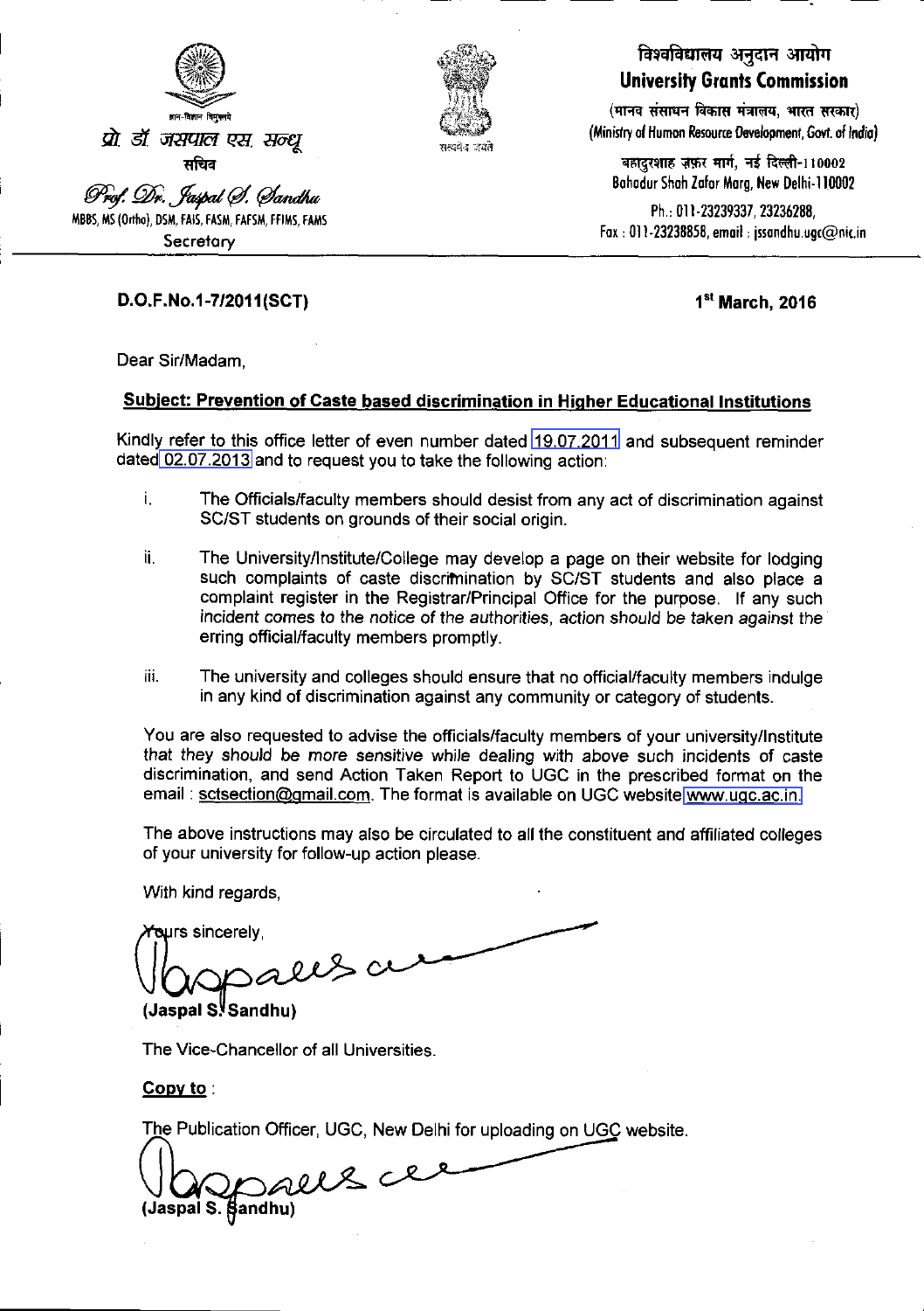ज्ञान-विज्ञान विमुक्तये

प्रो. डॉ. जसपाल एस. सन्धू

सचिव

Prof. Dr. Jaspal S. Sandhu

MBBS, MS (Ortho), DSM, FAIS, FASM, FAFSM, FFIMS, FAMS

Secretary

सत्यमेव जयते

विश्वविद्यालय अनुदान आयोग

**University Grants Commission**

(मानव संसाधन विकास मंत्रालय, भारत सरकार)
(Ministry of Human Resource Development, Govt. of India)

बहादुरशाह ज़फ़र मार्ग, नई दिल्ली-110002
Bahadur Shah Zafar Marg, New Delhi-110002

Ph.: 011-23239337, 23236288,
Fax : 011-23238858, email : jssandhu.ugc@nic.in

---

**D.O.F.No.1-7/2011(SCT)** **1st March, 2016**

Dear Sir/Madam,

**Subject: Prevention of Caste based discrimination in Higher Educational Institutions**

Kindly refer to this office letter of even number dated 19.07.2011 and subsequent reminder dated 02.07.2013 and to request you to take the following action:

i. The Officials/faculty members should desist from any act of discrimination against SC/ST students on grounds of their social origin.

ii. The University/Institute/College may develop a page on their website for lodging such complaints of caste discrimination by SC/ST students and also place a complaint register in the Registrar/Principal Office for the purpose. If any such incident comes to the notice of the authorities, action should be taken against the erring official/faculty members promptly.

iii. The university and colleges should ensure that no official/faculty members indulge in any kind of discrimination against any community or category of students.

You are also requested to advise the officials/faculty members of your university/Institute that they should be more sensitive while dealing with above such incidents of caste discrimination, and send Action Taken Report to UGC in the prescribed format on the email : sctsection@gmail.com. The format is available on UGC website www.ugc.ac.in.

The above instructions may also be circulated to all the constituent and affiliated colleges of your university for follow-up action please.

With kind regards,

Yours sincerely,

**(Jaspal S. Sandhu)**

The Vice-Chancellor of all Universities.

**Copy to** :

The Publication Officer, UGC, New Delhi for uploading on UGC website.

**(Jaspal S. Sandhu)**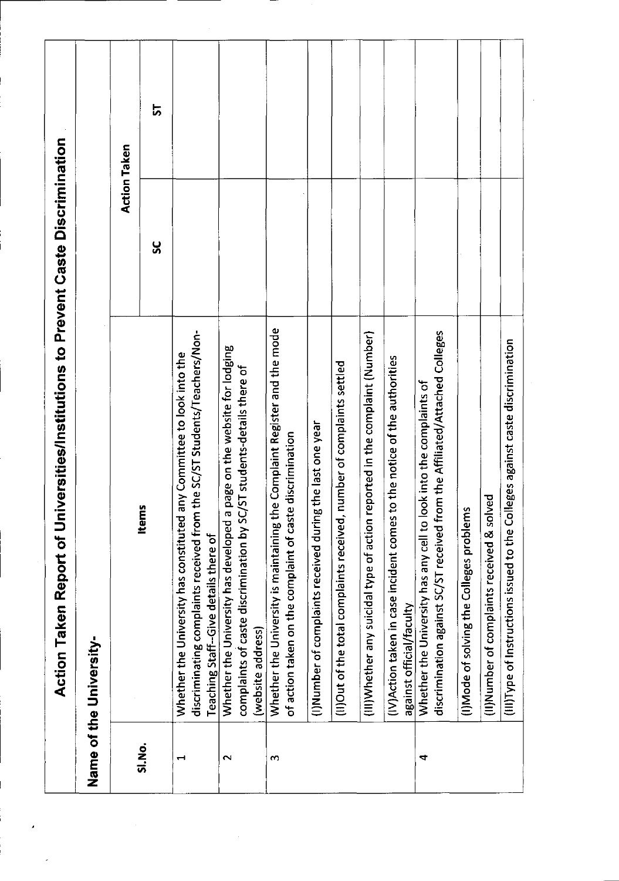# Action Taken Report of Universities/Institutions to Prevent Caste Discrimination

**Name of the University-**

| Sl.No. | Items | Action Taken | |
|---|---|---|---|
| | | SC | ST |
| 1 | Whether the University has constituted any Committee to look into the discriminating complaints received from the SC/ST Students/Teachers/Non-Teaching Staff--Give details there of | | |
| 2 | Whether the University has developed a page on the website for lodging complaints of caste discrimination by SC/ST students-details there of (website address) | | |
| 3 | Whether the University is maintaining the Complaint Register and the mode of action taken on the complaint of caste discrimination | | |
| | (I)Number of complaints received during the last one year | | |
| | (II)Out of the total complaints received, number of complaints settled | | |
| | (III)Whether any suicidal type of action reported in the complaint (Number) | | |
| | (IV)Action taken in case incident comes to the notice of the authorities against official/faculty | | |
| 4 | Whether the University has any cell to look into the complaints of discrimination against SC/ST received from the Affiliated/Attached Colleges | | |
| | (I)Mode of solving the Colleges problems | | |
| | (II)Number of complaints received & solved | | |
| | (III)Type of Instructions issued to the Colleges against caste discrimination | | |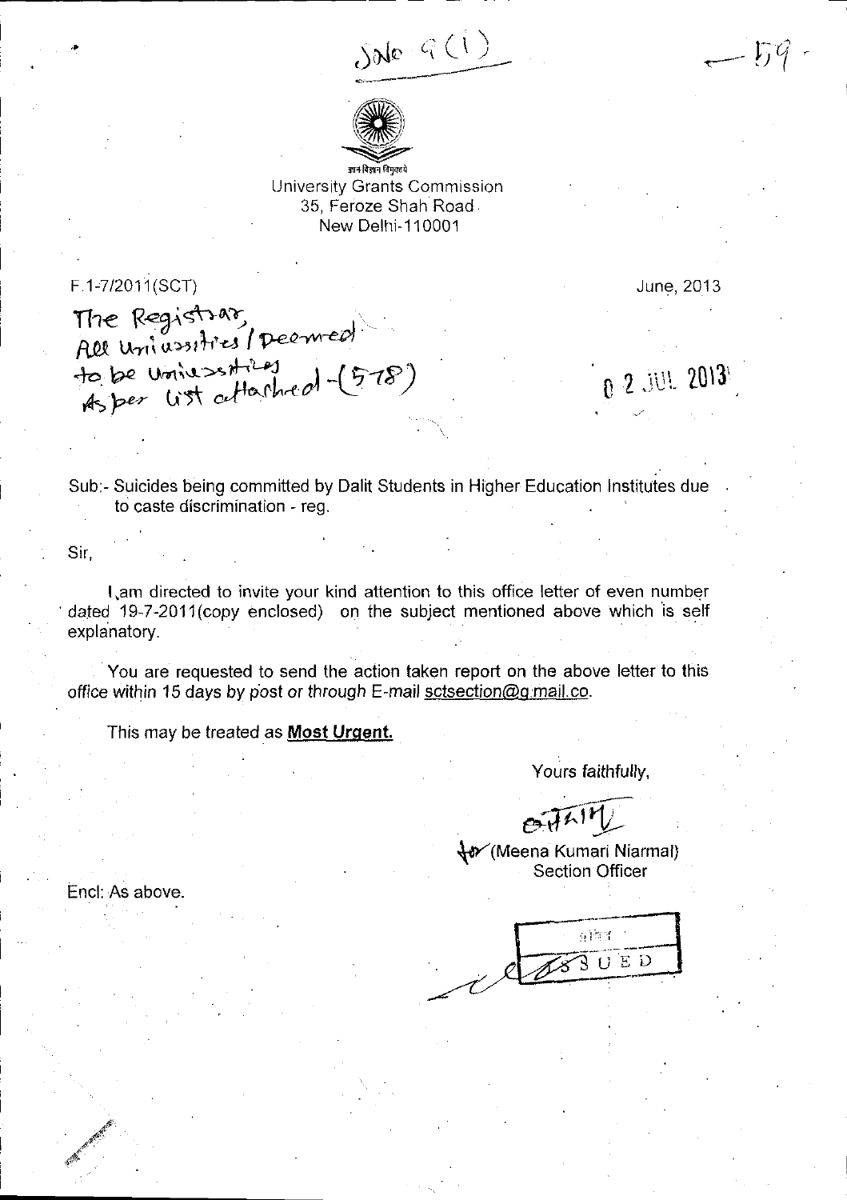SNo 9(1)

— 59 -

ज्ञान-विज्ञान विमुक्तये
University Grants Commission
35, Feroze Shah Road
New Delhi-110001

F.1-7/2011(SCT)

June, 2013

The Registrar,
All Universities / Deemed
to be Universities
As per list attached -(578)

02 JUL 2013

Sub:- Suicides being committed by Dalit Students in Higher Education Institutes due to caste discrimination - reg.

Sir,

I am directed to invite your kind attention to this office letter of even number dated 19-7-2011(copy enclosed) on the subject mentioned above which is self explanatory.

You are requested to send the action taken report on the above letter to this office within 15 days by post or through E-mail sctsection@gmail.co.

This may be treated as **Most Urgent.**

Yours faithfully,

for (Meena Kumari Niarmal)
Section Officer

Encl: As above.

जारी
ISSUED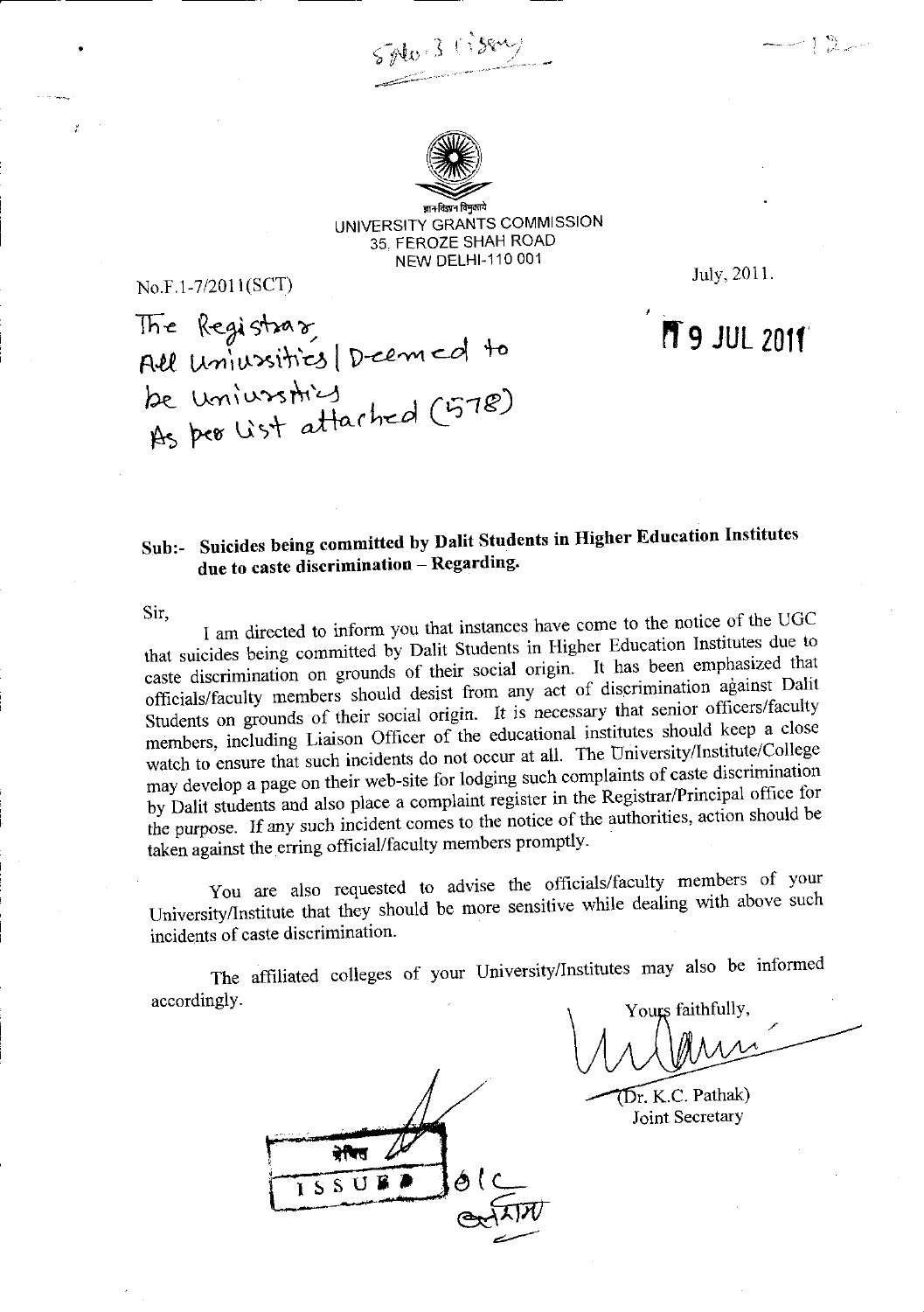S.No. 3 (1384)

ज्ञान-विज्ञान विमुक्तये

UNIVERSITY GRANTS COMMISSION
35, FEROZE SHAH ROAD
NEW DELHI-110 001

No.F.1-7/2011(SCT)

July, 2011.

19 JUL 2011

The Registrar,
All Universities / Deemed to be Universities
As per List attached (578)

**Sub:- Suicides being committed by Dalit Students in Higher Education Institutes due to caste discrimination – Regarding.**

Sir,

I am directed to inform you that instances have come to the notice of the UGC that suicides being committed by Dalit Students in Higher Education Institutes due to caste discrimination on grounds of their social origin. It has been emphasized that officials/faculty members should desist from any act of discrimination against Dalit Students on grounds of their social origin. It is necessary that senior officers/faculty members, including Liaison Officer of the educational institutes should keep a close watch to ensure that such incidents do not occur at all. The University/Institute/College may develop a page on their web-site for lodging such complaints of caste discrimination by Dalit students and also place a complaint register in the Registrar/Principal office for the purpose. If any such incident comes to the notice of the authorities, action should be taken against the erring official/faculty members promptly.

You are also requested to advise the officials/faculty members of your University/Institute that they should be more sensitive while dealing with above such incidents of caste discrimination.

The affiliated colleges of your University/Institutes may also be informed accordingly.

Yours faithfully,

(Dr. K.C. Pathak)
Joint Secretary

प्रेषित
ISSUED